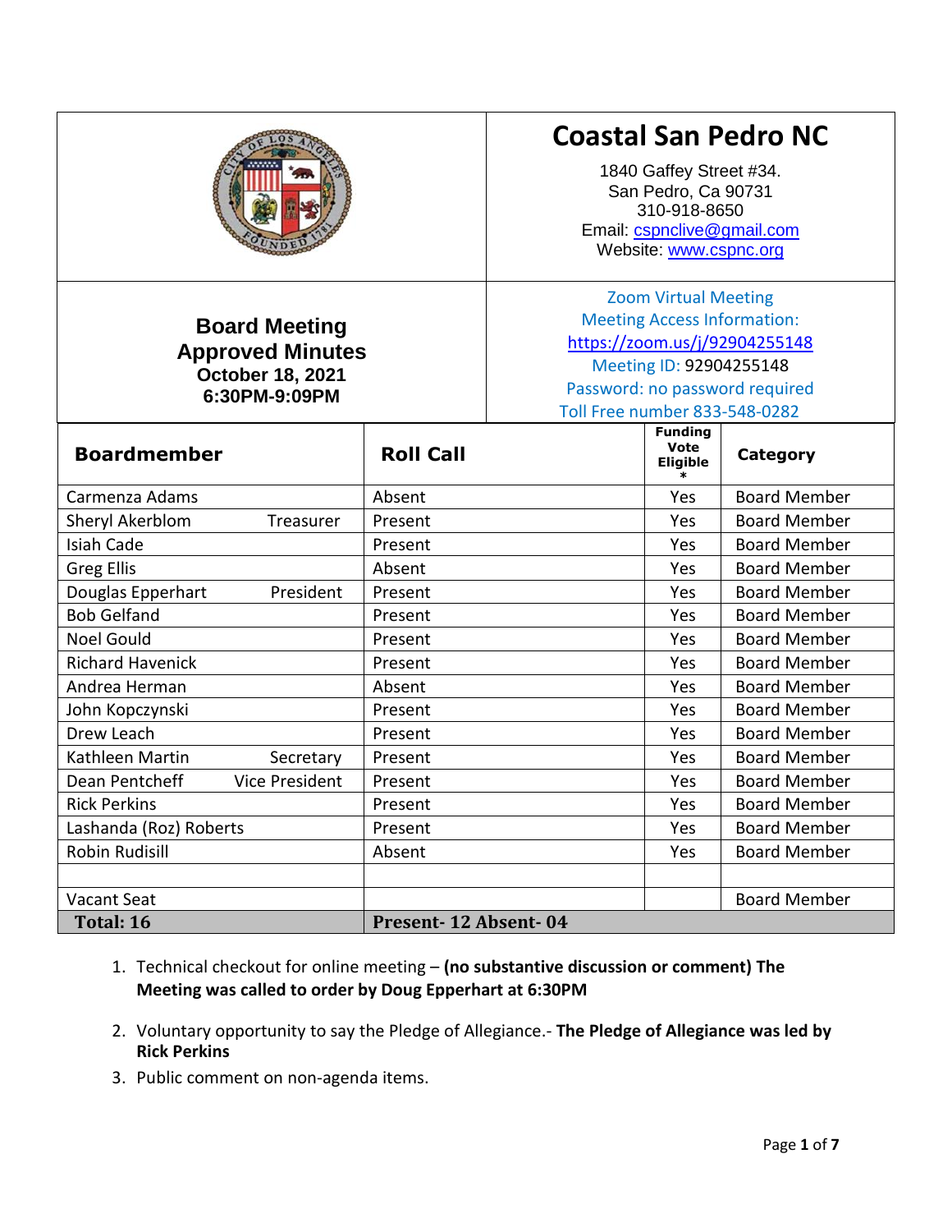# Coastal San Pedro NC

1840 Gaffey Street #34.
San Pedro, Ca 90731
310-918-8650
Email: cspnclive@gmail.com
Website: www.cspnc.org

## Board Meeting Approved Minutes

**October 18, 2021**
**6:30PM-9:09PM**

Zoom Virtual Meeting
Meeting Access Information:
https://zoom.us/j/92904255148
Meeting ID: 92904255148
Password: no password required
Toll Free number 833-548-0282

| Boardmember | | Roll Call | Funding Vote Eligible * | Category |
|---|---|---|---|---|
| Carmenza Adams | | Absent | Yes | Board Member |
| Sheryl Akerblom | Treasurer | Present | Yes | Board Member |
| Isiah Cade | | Present | Yes | Board Member |
| Greg Ellis | | Absent | Yes | Board Member |
| Douglas Epperhart | President | Present | Yes | Board Member |
| Bob Gelfand | | Present | Yes | Board Member |
| Noel Gould | | Present | Yes | Board Member |
| Richard Havenick | | Present | Yes | Board Member |
| Andrea Herman | | Absent | Yes | Board Member |
| John Kopczynski | | Present | Yes | Board Member |
| Drew Leach | | Present | Yes | Board Member |
| Kathleen Martin | Secretary | Present | Yes | Board Member |
| Dean Pentcheff | Vice President | Present | Yes | Board Member |
| Rick Perkins | | Present | Yes | Board Member |
| Lashanda (Roz) Roberts | | Present | Yes | Board Member |
| Robin Rudisill | | Absent | Yes | Board Member |
| | | | | |
| Vacant Seat | | | | Board Member |
| **Total: 16** | | **Present- 12 Absent- 04** | | |

1. Technical checkout for online meeting – **(no substantive discussion or comment) The Meeting was called to order by Doug Epperhart at 6:30PM**
2. Voluntary opportunity to say the Pledge of Allegiance.- **The Pledge of Allegiance was led by Rick Perkins**
3. Public comment on non-agenda items.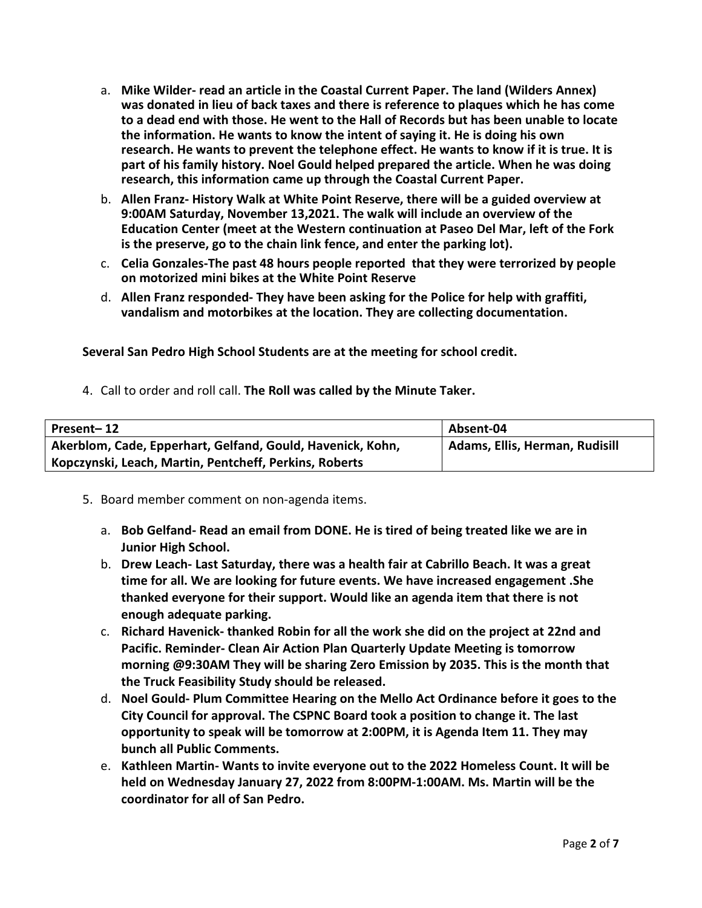a. **Mike Wilder- read an article in the Coastal Current Paper. The land (Wilders Annex) was donated in lieu of back taxes and there is reference to plaques which he has come to a dead end with those. He went to the Hall of Records but has been unable to locate the information. He wants to know the intent of saying it. He is doing his own research. He wants to prevent the telephone effect. He wants to know if it is true. It is part of his family history. Noel Gould helped prepared the article. When he was doing research, this information came up through the Coastal Current Paper.**

b. **Allen Franz- History Walk at White Point Reserve, there will be a guided overview at 9:00AM Saturday, November 13,2021. The walk will include an overview of the Education Center (meet at the Western continuation at Paseo Del Mar, left of the Fork is the preserve, go to the chain link fence, and enter the parking lot).**

c. **Celia Gonzales-The past 48 hours people reported that they were terrorized by people on motorized mini bikes at the White Point Reserve**

d. **Allen Franz responded- They have been asking for the Police for help with graffiti, vandalism and motorbikes at the location. They are collecting documentation.**

**Several San Pedro High School Students are at the meeting for school credit.**

4. Call to order and roll call. **The Roll was called by the Minute Taker.**

| Present– 12 | Absent-04 |
|---|---|
| Akerblom, Cade, Epperhart, Gelfand, Gould, Havenick, Kohn, Kopczynski, Leach, Martin, Pentcheff, Perkins, Roberts | Adams, Ellis, Herman, Rudisill |

5. Board member comment on non-agenda items.

a. **Bob Gelfand- Read an email from DONE. He is tired of being treated like we are in Junior High School.**

b. **Drew Leach- Last Saturday, there was a health fair at Cabrillo Beach. It was a great time for all. We are looking for future events. We have increased engagement .She thanked everyone for their support. Would like an agenda item that there is not enough adequate parking.**

c. **Richard Havenick- thanked Robin for all the work she did on the project at 22nd and Pacific. Reminder- Clean Air Action Plan Quarterly Update Meeting is tomorrow morning @9:30AM They will be sharing Zero Emission by 2035. This is the month that the Truck Feasibility Study should be released.**

d. **Noel Gould- Plum Committee Hearing on the Mello Act Ordinance before it goes to the City Council for approval. The CSPNC Board took a position to change it. The last opportunity to speak will be tomorrow at 2:00PM, it is Agenda Item 11. They may bunch all Public Comments.**

e. **Kathleen Martin- Wants to invite everyone out to the 2022 Homeless Count. It will be held on Wednesday January 27, 2022 from 8:00PM-1:00AM. Ms. Martin will be the coordinator for all of San Pedro.**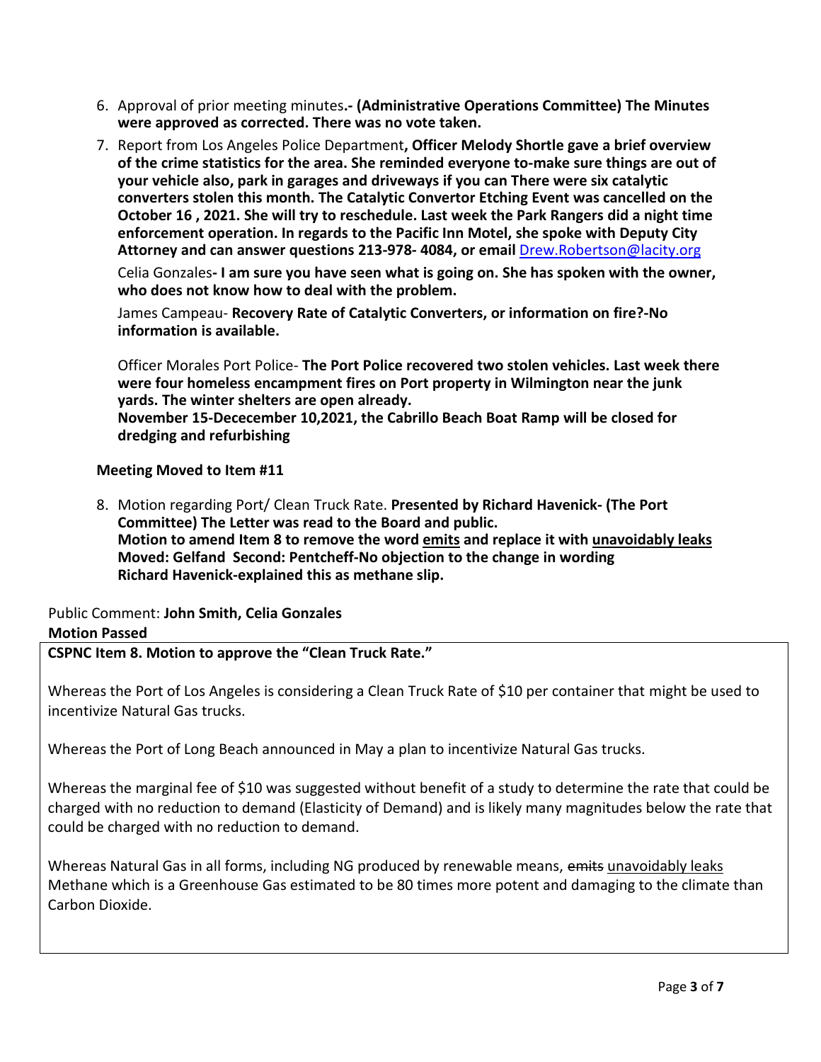6. Approval of prior meeting minutes**.- (Administrative Operations Committee) The Minutes were approved as corrected. There was no vote taken.**
7. Report from Los Angeles Police Department**, Officer Melody Shortle gave a brief overview of the crime statistics for the area. She reminded everyone to-make sure things are out of your vehicle also, park in garages and driveways if you can There were six catalytic converters stolen this month. The Catalytic Convertor Etching Event was cancelled on the October 16 , 2021. She will try to reschedule. Last week the Park Rangers did a night time enforcement operation. In regards to the Pacific Inn Motel, she spoke with Deputy City Attorney and can answer questions 213-978- 4084, or email** Drew.Robertson@lacity.org

   Celia Gonzales**- I am sure you have seen what is going on. She has spoken with the owner, who does not know how to deal with the problem.**

   James Campeau- **Recovery Rate of Catalytic Converters, or information on fire?-No information is available.**

   Officer Morales Port Police- **The Port Police recovered two stolen vehicles. Last week there were four homeless encampment fires on Port property in Wilmington near the junk yards. The winter shelters are open already.**
   **November 15-Dececember 10,2021, the Cabrillo Beach Boat Ramp will be closed for dredging and refurbishing**

**Meeting Moved to Item #11**

8. Motion regarding Port/ Clean Truck Rate. **Presented by Richard Havenick- (The Port Committee) The Letter was read to the Board and public.**
   **Motion to amend Item 8 to remove the word emits and replace it with unavoidably leaks**
   **Moved: Gelfand Second: Pentcheff-No objection to the change in wording**
   **Richard Havenick-explained this as methane slip.**

Public Comment: **John Smith, Celia Gonzales**
**Motion Passed**

**CSPNC Item 8. Motion to approve the "Clean Truck Rate."**

Whereas the Port of Los Angeles is considering a Clean Truck Rate of $10 per container that might be used to incentivize Natural Gas trucks.

Whereas the Port of Long Beach announced in May a plan to incentivize Natural Gas trucks.

Whereas the marginal fee of $10 was suggested without benefit of a study to determine the rate that could be charged with no reduction to demand (Elasticity of Demand) and is likely many magnitudes below the rate that could be charged with no reduction to demand.

Whereas Natural Gas in all forms, including NG produced by renewable means, ~~emits~~ unavoidably leaks Methane which is a Greenhouse Gas estimated to be 80 times more potent and damaging to the climate than Carbon Dioxide.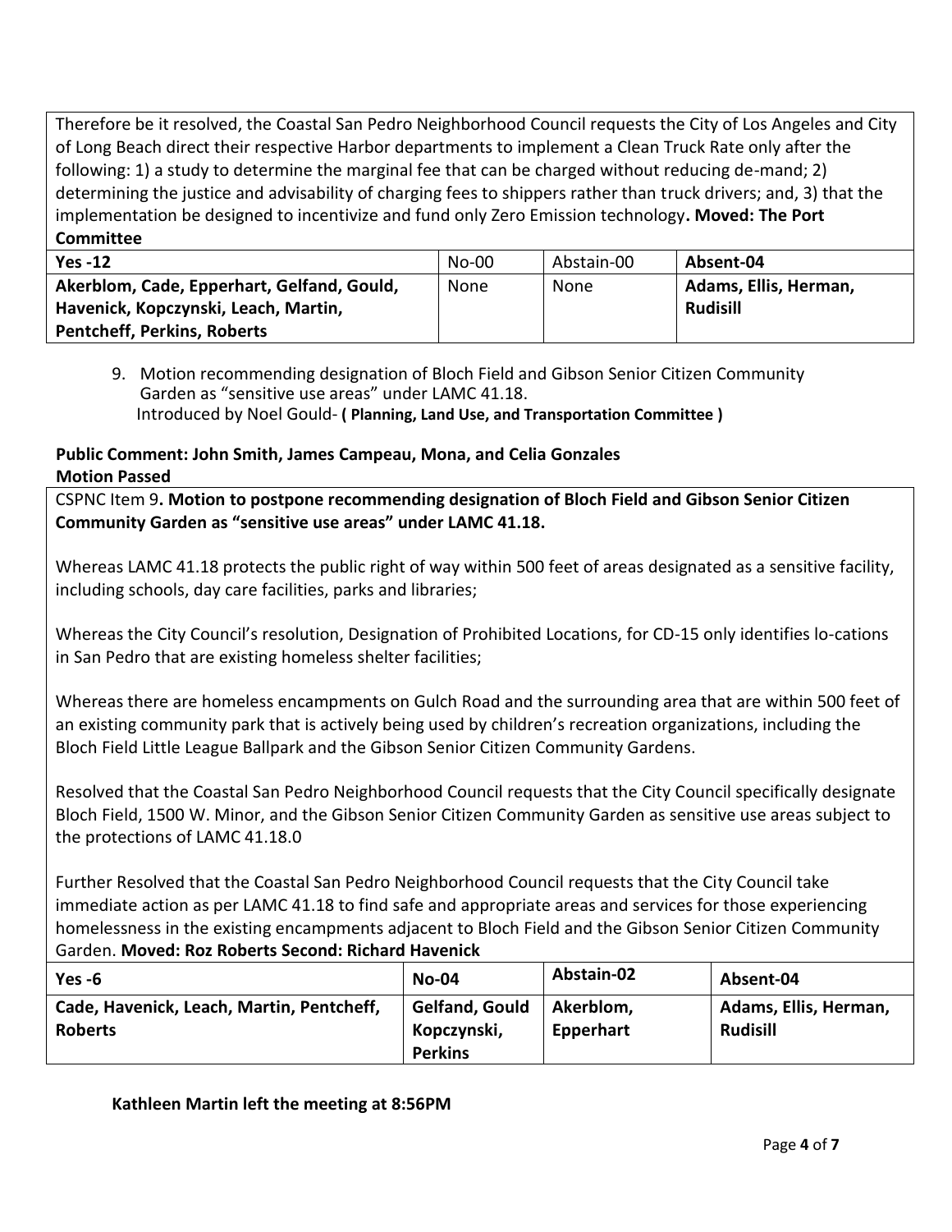Therefore be it resolved, the Coastal San Pedro Neighborhood Council requests the City of Los Angeles and City of Long Beach direct their respective Harbor departments to implement a Clean Truck Rate only after the following: 1) a study to determine the marginal fee that can be charged without reducing de-mand; 2) determining the justice and advisability of charging fees to shippers rather than truck drivers; and, 3) that the implementation be designed to incentivize and fund only Zero Emission technology. **Moved: The Port Committee**

| **Yes -12** | No-00 | Abstain-00 | **Absent-04** |
|---|---|---|---|
| **Akerblom, Cade, Epperhart, Gelfand, Gould, Havenick, Kopczynski, Leach, Martin, Pentcheff, Perkins, Roberts** | None | None | **Adams, Ellis, Herman, Rudisill** |

9. Motion recommending designation of Bloch Field and Gibson Senior Citizen Community Garden as "sensitive use areas" under LAMC 41.18.
   Introduced by Noel Gould- **( Planning, Land Use, and Transportation Committee )**

**Public Comment: John Smith, James Campeau, Mona, and Celia Gonzales**
**Motion Passed**

CSPNC Item 9**. Motion to postpone recommending designation of Bloch Field and Gibson Senior Citizen Community Garden as "sensitive use areas" under LAMC 41.18.**

Whereas LAMC 41.18 protects the public right of way within 500 feet of areas designated as a sensitive facility, including schools, day care facilities, parks and libraries;

Whereas the City Council's resolution, Designation of Prohibited Locations, for CD-15 only identifies lo-cations in San Pedro that are existing homeless shelter facilities;

Whereas there are homeless encampments on Gulch Road and the surrounding area that are within 500 feet of an existing community park that is actively being used by children's recreation organizations, including the Bloch Field Little League Ballpark and the Gibson Senior Citizen Community Gardens.

Resolved that the Coastal San Pedro Neighborhood Council requests that the City Council specifically designate Bloch Field, 1500 W. Minor, and the Gibson Senior Citizen Community Garden as sensitive use areas subject to the protections of LAMC 41.18.0

Further Resolved that the Coastal San Pedro Neighborhood Council requests that the City Council take immediate action as per LAMC 41.18 to find safe and appropriate areas and services for those experiencing homelessness in the existing encampments adjacent to Bloch Field and the Gibson Senior Citizen Community Garden. **Moved: Roz Roberts Second: Richard Havenick**

| **Yes -6** | **No-04** | **Abstain-02** | **Absent-04** |
|---|---|---|---|
| **Cade, Havenick, Leach, Martin, Pentcheff, Roberts** | **Gelfand, Gould Kopczynski, Perkins** | **Akerblom, Epperhart** | **Adams, Ellis, Herman, Rudisill** |

**Kathleen Martin left the meeting at 8:56PM**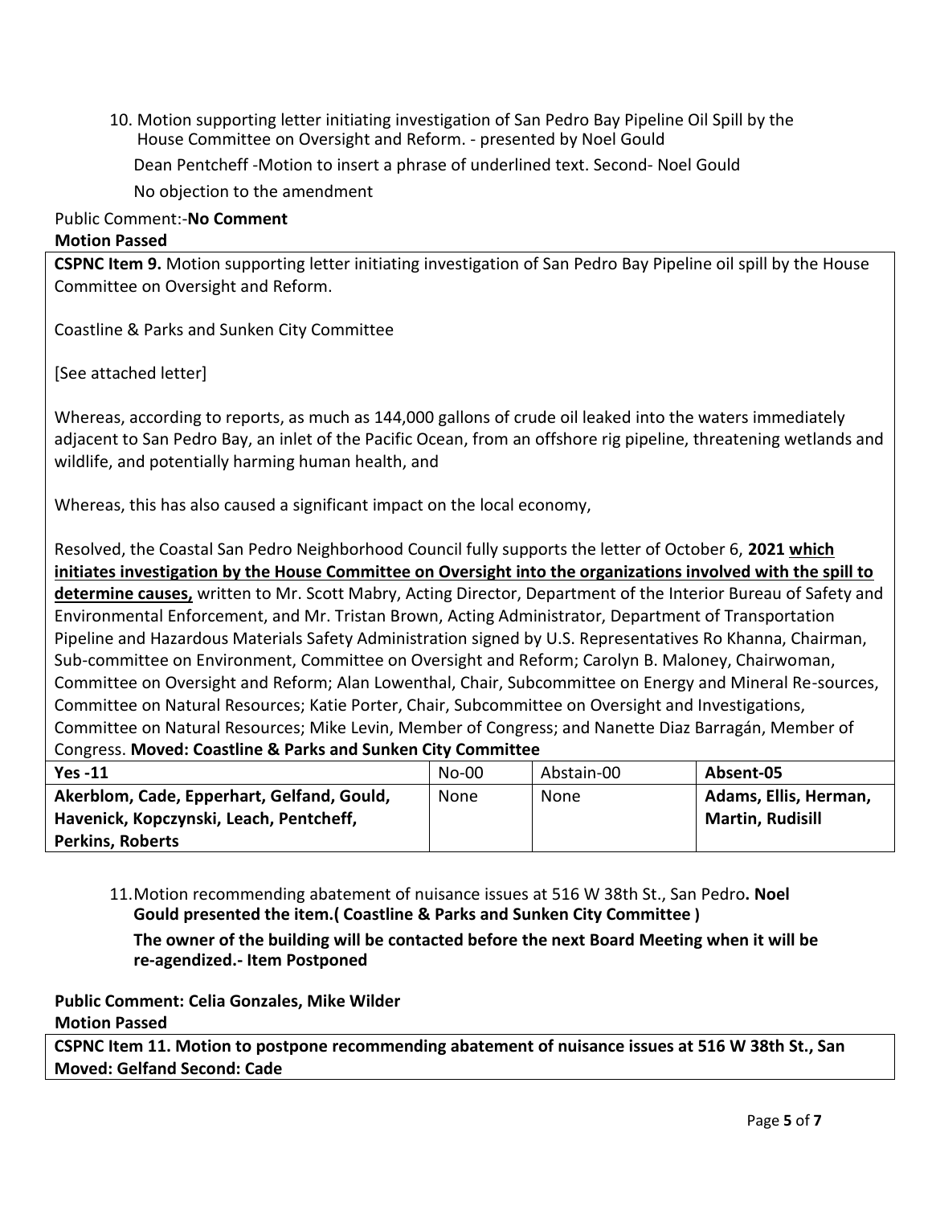10. Motion supporting letter initiating investigation of San Pedro Bay Pipeline Oil Spill by the House Committee on Oversight and Reform. - presented by Noel Gould

    Dean Pentcheff -Motion to insert a phrase of underlined text. Second- Noel Gould

    No objection to the amendment

Public Comment:-**No Comment**

**Motion Passed**

**CSPNC Item 9.** Motion supporting letter initiating investigation of San Pedro Bay Pipeline oil spill by the House Committee on Oversight and Reform.

Coastline & Parks and Sunken City Committee

[See attached letter]

Whereas, according to reports, as much as 144,000 gallons of crude oil leaked into the waters immediately adjacent to San Pedro Bay, an inlet of the Pacific Ocean, from an offshore rig pipeline, threatening wetlands and wildlife, and potentially harming human health, and

Whereas, this has also caused a significant impact on the local economy,

Resolved, the Coastal San Pedro Neighborhood Council fully supports the letter of October 6, **2021 <u>which initiates investigation by the House Committee on Oversight into the organizations involved with the spill to determine causes,</u>** written to Mr. Scott Mabry, Acting Director, Department of the Interior Bureau of Safety and Environmental Enforcement, and Mr. Tristan Brown, Acting Administrator, Department of Transportation Pipeline and Hazardous Materials Safety Administration signed by U.S. Representatives Ro Khanna, Chairman, Sub-committee on Environment, Committee on Oversight and Reform; Carolyn B. Maloney, Chairwoman, Committee on Oversight and Reform; Alan Lowenthal, Chair, Subcommittee on Energy and Mineral Re-sources, Committee on Natural Resources; Katie Porter, Chair, Subcommittee on Oversight and Investigations, Committee on Natural Resources; Mike Levin, Member of Congress; and Nanette Diaz Barragán, Member of Congress. **Moved: Coastline & Parks and Sunken City Committee**

| **Yes -11** | No-00 | Abstain-00 | **Absent-05** |
|---|---|---|---|
| **Akerblom, Cade, Epperhart, Gelfand, Gould, Havenick, Kopczynski, Leach, Pentcheff, Perkins, Roberts** | None | None | **Adams, Ellis, Herman, Martin, Rudisill** |

11. Motion recommending abatement of nuisance issues at 516 W 38th St., San Pedro**. Noel Gould presented the item.( Coastline & Parks and Sunken City Committee )**

    **The owner of the building will be contacted before the next Board Meeting when it will be re-agendized.- Item Postponed**

**Public Comment: Celia Gonzales, Mike Wilder**

**Motion Passed**

**CSPNC Item 11. Motion to postpone recommending abatement of nuisance issues at 516 W 38th St., San**
**Moved: Gelfand Second: Cade**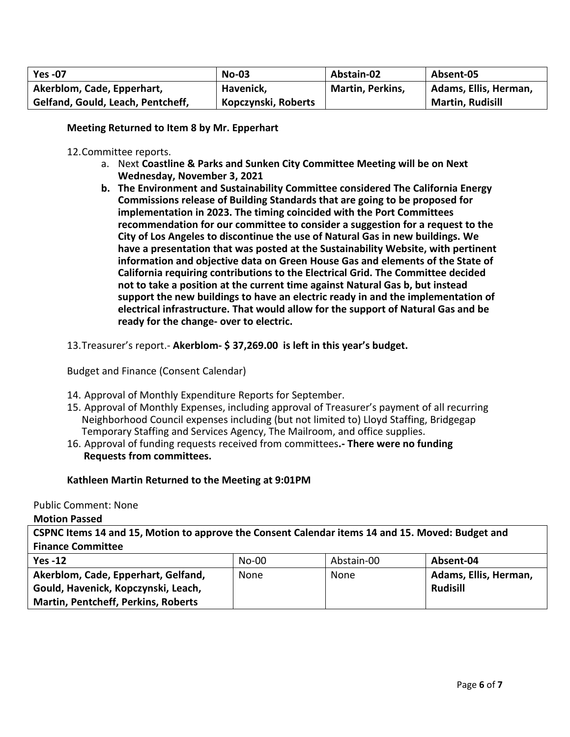| Yes -07 | No-03 | Abstain-02 | Absent-05 |
|---|---|---|---|
| Akerblom, Cade, Epperhart, Gelfand, Gould, Leach, Pentcheff, | Havenick, Kopczynski, Roberts | Martin, Perkins, | Adams, Ellis, Herman, Martin, Rudisill |

**Meeting Returned to Item 8 by Mr. Epperhart**

12. Committee reports.
    a. Next **Coastline & Parks and Sunken City Committee Meeting will be on Next Wednesday, November 3, 2021**
    **b. The Environment and Sustainability Committee considered The California Energy Commissions release of Building Standards that are going to be proposed for implementation in 2023. The timing coincided with the Port Committees recommendation for our committee to consider a suggestion for a request to the City of Los Angeles to discontinue the use of Natural Gas in new buildings. We have a presentation that was posted at the Sustainability Website, with pertinent information and objective data on Green House Gas and elements of the State of California requiring contributions to the Electrical Grid. The Committee decided not to take a position at the current time against Natural Gas b, but instead support the new buildings to have an electric ready in and the implementation of electrical infrastructure. That would allow for the support of Natural Gas and be ready for the change- over to electric.**

13. Treasurer's report.- **Akerblom- $ 37,269.00 is left in this year's budget.**

Budget and Finance (Consent Calendar)

14. Approval of Monthly Expenditure Reports for September.
15. Approval of Monthly Expenses, including approval of Treasurer's payment of all recurring Neighborhood Council expenses including (but not limited to) Lloyd Staffing, Bridgegap Temporary Staffing and Services Agency, The Mailroom, and office supplies.
16. Approval of funding requests received from committees**.- There were no funding Requests from committees.**

**Kathleen Martin Returned to the Meeting at 9:01PM**

Public Comment: None

**Motion Passed**

| CSPNC Items 14 and 15, Motion to approve the Consent Calendar items 14 and 15. Moved: Budget and Finance Committee | | | |
|---|---|---|---|
| **Yes -12** | No-00 | Abstain-00 | **Absent-04** |
| **Akerblom, Cade, Epperhart, Gelfand, Gould, Havenick, Kopczynski, Leach, Martin, Pentcheff, Perkins, Roberts** | None | None | **Adams, Ellis, Herman, Rudisill** |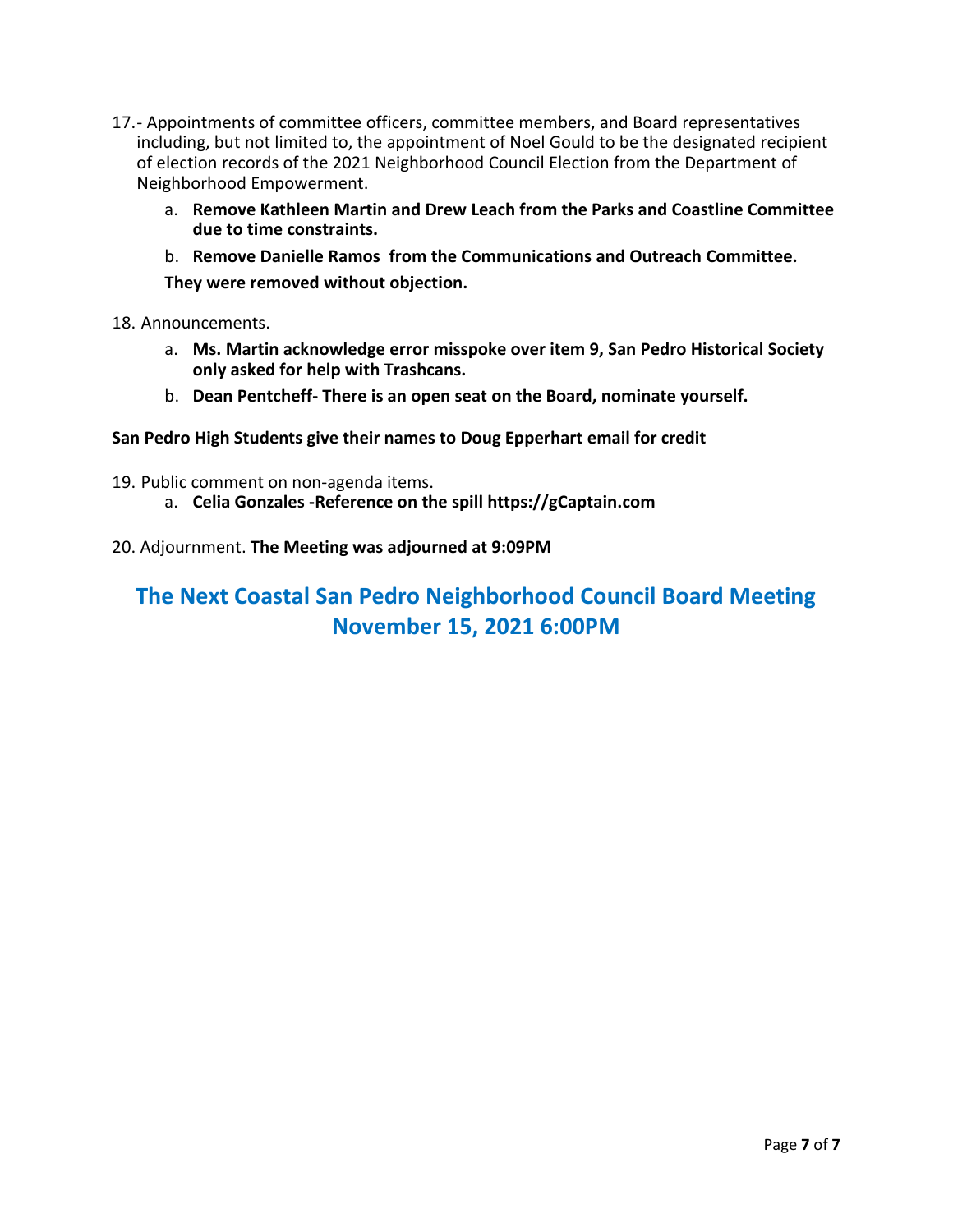17.- Appointments of committee officers, committee members, and Board representatives including, but not limited to, the appointment of Noel Gould to be the designated recipient of election records of the 2021 Neighborhood Council Election from the Department of Neighborhood Empowerment.

   a. **Remove Kathleen Martin and Drew Leach from the Parks and Coastline Committee due to time constraints.**
   b. **Remove Danielle Ramos from the Communications and Outreach Committee.**

   **They were removed without objection.**

18. Announcements.

   a. **Ms. Martin acknowledge error misspoke over item 9, San Pedro Historical Society only asked for help with Trashcans.**
   b. **Dean Pentcheff- There is an open seat on the Board, nominate yourself.**

**San Pedro High Students give their names to Doug Epperhart email for credit**

19. Public comment on non-agenda items.

   a. **Celia Gonzales -Reference on the spill https://gCaptain.com**

20. Adjournment. **The Meeting was adjourned at 9:09PM**

## The Next Coastal San Pedro Neighborhood Council Board Meeting November 15, 2021 6:00PM